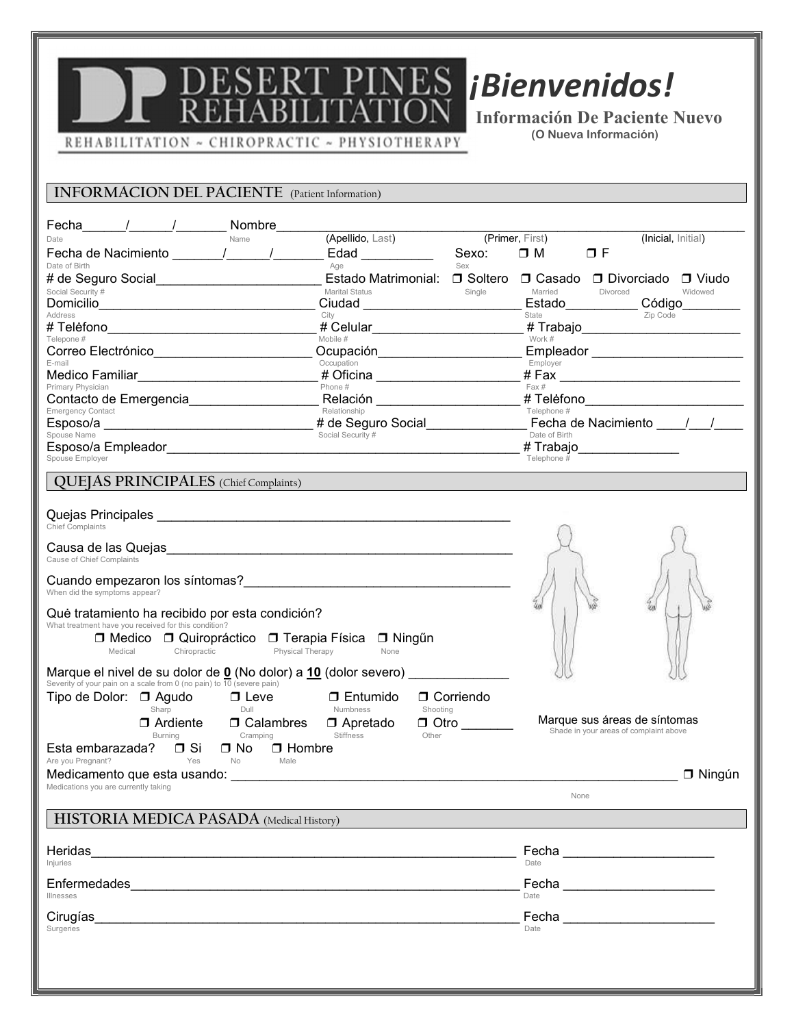DESERT PINES REHABILITATION

REHABILITATION ~ CHIROPRACTIC ~ PHYSIOTHERAPY

# ¡Bienvenidos!

**Información De Paciente Nuevo**

**(O Nueva Información)**

## INFORMACION DEL PACIENTE (Patient Information)

Fecha\_\_\_\_\_\_/\_\_\_\_\_\_/\_\_\_\_\_\_\_ Nombre\_\_\_\_\_\_\_\_\_\_\_\_\_\_\_\_\_\_\_\_\_\_\_\_\_\_\_\_\_\_\_\_\_\_\_\_\_\_\_\_\_\_\_\_\_\_\_\_\_\_\_\_\_\_\_\_\_\_\_\_\_\_
Date Name (Apellido, Last) (Primer, First) (Inicial, Initial)

Fecha de Nacimiento \_\_\_\_\_\_\_/\_\_\_\_\_\_/\_\_\_\_\_\_\_ Edad \_\_\_\_\_\_\_\_\_\_ Sexo: ❒ M ❒ F
Date of Birth Age Sex

# de Seguro Social\_\_\_\_\_\_\_\_\_\_\_\_\_\_\_\_\_\_\_\_\_\_\_ Estado Matrimonial: ❒ Soltero ❒ Casado ❒ Divorciado ❒ Viudo
Social Security # Marital Status Single Married Divorced Widowed

Domicilio\_\_\_\_\_\_\_\_\_\_\_\_\_\_\_\_\_\_\_\_\_\_\_\_\_\_\_\_\_\_\_ Ciudad \_\_\_\_\_\_\_\_\_\_\_\_\_\_\_\_\_\_\_\_\_\_\_ Estado\_\_\_\_\_\_\_\_\_\_ Código\_\_\_\_\_\_\_\_
Address City State Zip Code

# Telèfono\_\_\_\_\_\_\_\_\_\_\_\_\_\_\_\_\_\_\_\_\_\_\_\_\_\_\_\_\_\_ # Celular\_\_\_\_\_\_\_\_\_\_\_\_\_\_\_\_\_\_\_\_\_\_ # Trabajo\_\_\_\_\_\_\_\_\_\_\_\_\_\_\_\_\_\_\_\_\_\_\_
Telepone # Mobile # Work #

Correo Electrónico\_\_\_\_\_\_\_\_\_\_\_\_\_\_\_\_\_\_\_\_\_\_ Ocupación\_\_\_\_\_\_\_\_\_\_\_\_\_\_\_\_\_\_\_\_\_ Empleador \_\_\_\_\_\_\_\_\_\_\_\_\_\_\_\_\_\_\_\_\_\_
E-mail Occupation Employer

Medico Familiar\_\_\_\_\_\_\_\_\_\_\_\_\_\_\_\_\_\_\_\_\_\_\_\_\_\_ # Oficina \_\_\_\_\_\_\_\_\_\_\_\_\_\_\_\_\_\_\_\_\_ # Fax \_\_\_\_\_\_\_\_\_\_\_\_\_\_\_\_\_\_\_\_\_\_\_\_\_\_
Primary Physician Phone # Fax #

Contacto de Emergencia\_\_\_\_\_\_\_\_\_\_\_\_\_\_\_\_\_\_\_ Relación \_\_\_\_\_\_\_\_\_\_\_\_\_\_\_\_\_\_\_\_\_ # Telèfono\_\_\_\_\_\_\_\_\_\_\_\_\_\_\_\_\_\_\_\_\_\_\_
Emergency Contact Relationship Telephone #

Esposo/a \_\_\_\_\_\_\_\_\_\_\_\_\_\_\_\_\_\_\_\_\_\_\_\_\_\_\_\_\_\_\_ # de Seguro Social\_\_\_\_\_\_\_\_\_\_\_\_\_\_\_ Fecha de Nacimiento \_\_\_\_/\_\_\_/\_\_\_\_
Spouse Name Social Security # Date of Birth

Esposo/a Empleador\_\_\_\_\_\_\_\_\_\_\_\_\_\_\_\_\_\_\_\_\_\_\_\_\_\_\_\_\_\_\_\_\_\_\_\_\_\_\_\_\_\_\_\_\_\_\_\_\_\_\_\_ # Trabajo\_\_\_\_\_\_\_\_\_\_\_\_\_\_
Spouse Employer Telephone #

## QUEJAS PRINCIPALES (Chief Complaints)

Quejas Principales \_\_\_\_\_\_\_\_\_\_\_\_\_\_\_\_\_\_\_\_\_\_\_\_\_\_\_\_\_\_\_\_\_\_\_\_\_\_\_\_\_\_\_\_\_\_\_\_\_\_\_\_
Chief Complaints

Causa de las Quejas\_\_\_\_\_\_\_\_\_\_\_\_\_\_\_\_\_\_\_\_\_\_\_\_\_\_\_\_\_\_\_\_\_\_\_\_\_\_\_\_\_\_\_\_\_\_\_\_\_\_\_\_
Cause of Chief Complaints

Cuando empezaron los síntomas?\_\_\_\_\_\_\_\_\_\_\_\_\_\_\_\_\_\_\_\_\_\_\_\_\_\_\_\_\_\_\_\_\_\_\_\_\_\_\_\_
When did the symptoms appear?

Què tratamiento ha recibido por esta condición?
What treatment have you received for this condition?

❒ Medico ❒ Quiropráctico ❒ Terapia Física ❒ Ningũn
Medical Chiropractic Physical Therapy None

Marque el nivel de su dolor de **0** (No dolor) a **10** (dolor severo) \_\_\_\_\_\_\_\_\_\_\_\_\_\_
Severity of your pain on a scale from 0 (no pain) to 10 (severe pain)

Tipo de Dolor: ❒ Agudo ❒ Leve ❒ Entumido ❒ Corriendo
Sharp Dull Numbness Shooting

❒ Ardiente ❒ Calambres ❒ Apretado ❒ Otro \_\_\_\_\_\_\_
Burning Cramping Stiffness Other

Marque sus áreas de síntomas
Shade in your areas of complaint above

Esta embarazada? ❒ Si ❒ No ❒ Hombre
Are you Pregnant? Yes No Male

Medicamento que esta usando: \_\_\_\_\_\_\_\_\_\_\_\_\_\_\_\_\_\_\_\_\_\_\_\_\_\_\_\_\_\_\_\_\_\_\_\_\_\_\_\_\_\_\_\_\_\_\_\_\_\_\_\_\_\_\_\_\_\_\_\_\_\_\_\_\_\_ ❒ Ningún
Medications you are currently taking None

## HISTORIA MEDICA PASADA (Medical History)

Heridas\_\_\_\_\_\_\_\_\_\_\_\_\_\_\_\_\_\_\_\_\_\_\_\_\_\_\_\_\_\_\_\_\_\_\_\_\_\_\_\_\_\_\_\_\_\_\_\_\_\_\_\_\_\_\_\_\_\_\_\_\_\_ Fecha \_\_\_\_\_\_\_\_\_\_\_\_\_\_\_\_\_\_\_\_\_\_
Injuries Date

Enfermedades\_\_\_\_\_\_\_\_\_\_\_\_\_\_\_\_\_\_\_\_\_\_\_\_\_\_\_\_\_\_\_\_\_\_\_\_\_\_\_\_\_\_\_\_\_\_\_\_\_\_\_\_\_\_\_\_\_\_\_\_ Fecha \_\_\_\_\_\_\_\_\_\_\_\_\_\_\_\_\_\_\_\_\_\_
Illnesses Date

Cirugías\_\_\_\_\_\_\_\_\_\_\_\_\_\_\_\_\_\_\_\_\_\_\_\_\_\_\_\_\_\_\_\_\_\_\_\_\_\_\_\_\_\_\_\_\_\_\_\_\_\_\_\_\_\_\_\_\_\_\_\_\_\_\_\_ Fecha \_\_\_\_\_\_\_\_\_\_\_\_\_\_\_\_\_\_\_\_\_\_
Surgeries Date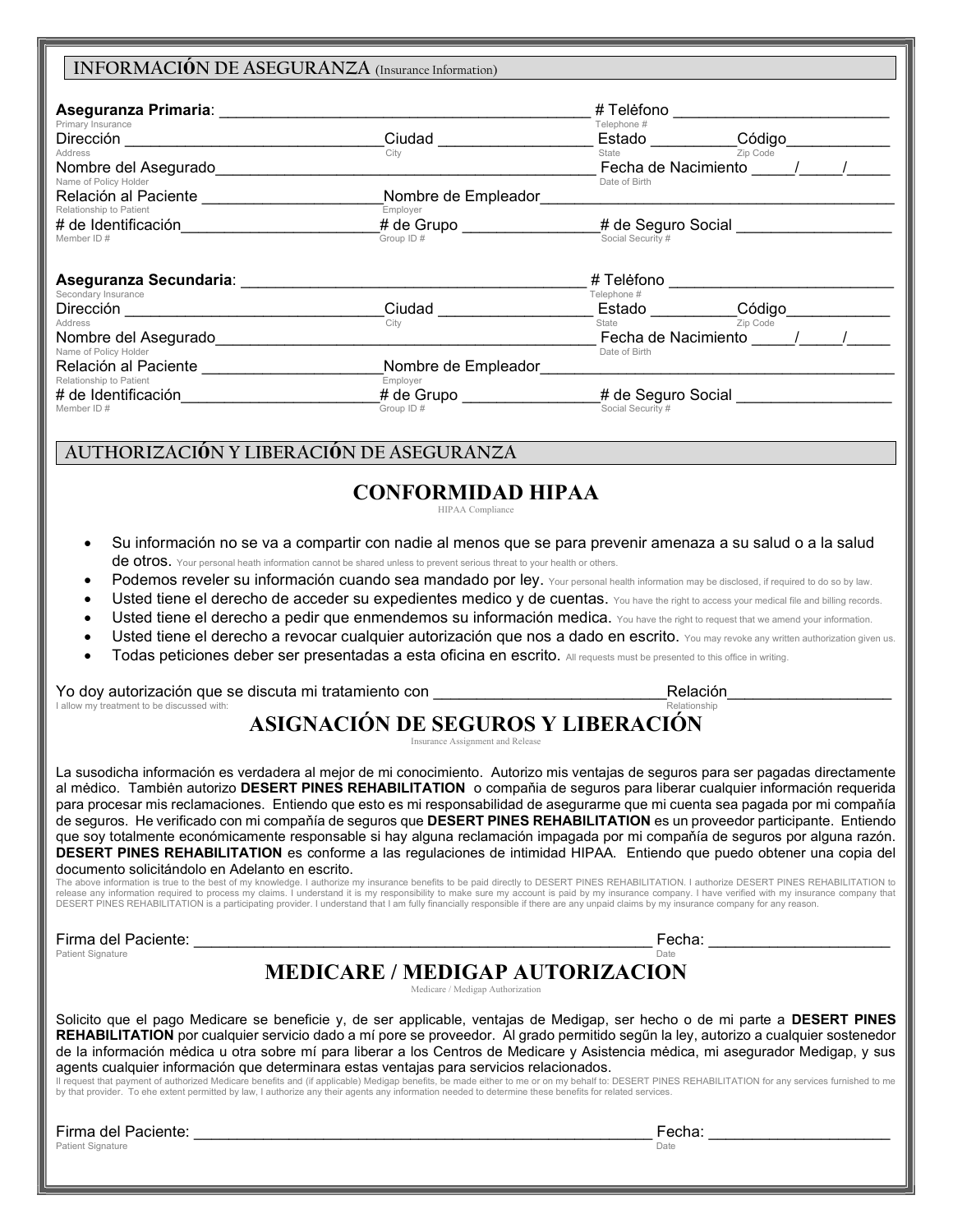## INFORMACIÓN DE ASEGURANZA (Insurance Information)

**Aseguranza Primaria**: ________________________________________ # Teléfono ________________________
Primary Insurance — Telephone #

Dirección _____________________________ Ciudad _________________ Estado _________ Código ___________
Address — City — State — Zip Code

Nombre del Asegurado ____________________________________________ Fecha de Nacimiento _____/_____/_____
Name of Policy Holder — Date of Birth

Relación al Paciente ____________________ Nombre de Empleador ________________________________________
Relationship to Patient — Employer

# de Identificación ______________________ # de Grupo _______________ # de Seguro Social _________________
Member ID # — Group ID # — Social Security #

**Aseguranza Secundaria**: ______________________________________ # Teléfono ________________________
Secondary Insurance — Telephone #

Dirección _____________________________ Ciudad _________________ Estado _________ Código ___________
Address — City — State — Zip Code

Nombre del Asegurado ____________________________________________ Fecha de Nacimiento _____/_____/_____
Name of Policy Holder — Date of Birth

Relación al Paciente ____________________ Nombre de Empleador ________________________________________
Relationship to Patient — Employer

# de Identificación ______________________ # de Grupo _______________ # de Seguro Social _________________
Member ID # — Group ID # — Social Security #

## AUTHORIZACIÓN Y LIBERACIÓN DE ASEGURANZA

### CONFORMIDAD HIPAA
HIPAA Compliance

- Su información no se va a compartir con nadie al menos que se para prevenir amenaza a su salud o a la salud de otros. Your personal heath information cannot be shared unless to prevent serious threat to your health or others.
- Podemos reveler su información cuando sea mandado por ley. Your personal health information may be disclosed, if required to do so by law.
- Usted tiene el derecho de acceder su expedientes medico y de cuentas. You have the right to access your medical file and billing records.
- Usted tiene el derecho a pedir que enmendemos su información medica. You have the right to request that we amend your information.
- Usted tiene el derecho a revocar cualquier autorización que nos a dado en escrito. You may revoke any written authorization given us.
- Todas peticiones deber ser presentadas a esta oficina en escrito. All requests must be presented to this office in writing.

Yo doy autorización que se discuta mi tratamiento con __________________________ Relación __________________
I allow my treatment to be discussed with: — Relationship

### ASIGNACIÓN DE SEGUROS Y LIBERACIÓN
Insurance Assignment and Release

La susodicha información es verdadera al mejor de mi conocimiento. Autorizo mis ventajas de seguros para ser pagadas directamente al médico. También autorizo **DESERT PINES REHABILITATION** o compañia de seguros para liberar cualquier información requerida para procesar mis reclamaciones. Entiendo que esto es mi responsabilidad de asegurarme que mi cuenta sea pagada por mi compañía de seguros. He verificado con mi compañía de seguros que **DESERT PINES REHABILITATION** es un proveedor participante. Entiendo que soy totalmente económicamente responsable si hay alguna reclamación impagada por mi compañía de seguros por alguna razón. **DESERT PINES REHABILITATION** es conforme a las regulaciones de intimidad HIPAA. Entiendo que puedo obtener una copia del documento solicitándolo en Adelanto en escrito.

The above information is true to the best of my knowledge. I authorize my insurance benefits to be paid directly to DESERT PINES REHABILITATION. I authorize DESERT PINES REHABILITATION to release any information required to process my claims. I understand it is my responsibility to make sure my account is paid by my insurance company. I have verified with my insurance company that DESERT PINES REHABILITATION is a participating provider. I understand that I am fully financially responsible if there are any unpaid claims by my insurance company for any reason.

Firma del Paciente: ____________________________________________________ Fecha: ____________________
Patient Signature — Date

### MEDICARE / MEDIGAP AUTORIZACION
Medicare / Medigap Authorization

Solicito que el pago Medicare se beneficie y, de ser applicable, ventajas de Medigap, ser hecho o de mi parte a **DESERT PINES REHABILITATION** por cualquier servicio dado a mí pore se proveedor. Al grado permitido según la ley, autorizo a cualquier sostenedor de la información médica u otra sobre mí para liberar a los Centros de Medicare y Asistencia médica, mi asegurador Medigap, y sus agents cualquier información que determinara estas ventajas para servicios relacionados.

Il request that payment of authorized Medicare benefits and (if applicable) Medigap benefits, be made either to me or on my behalf to: DESERT PINES REHABILITATION for any services furnished to me by that provider. To ehe extent permitted by law, I authorize any their agents any information needed to determine these benefits for related services.

Firma del Paciente: ____________________________________________________ Fecha: ____________________
Patient Signature — Date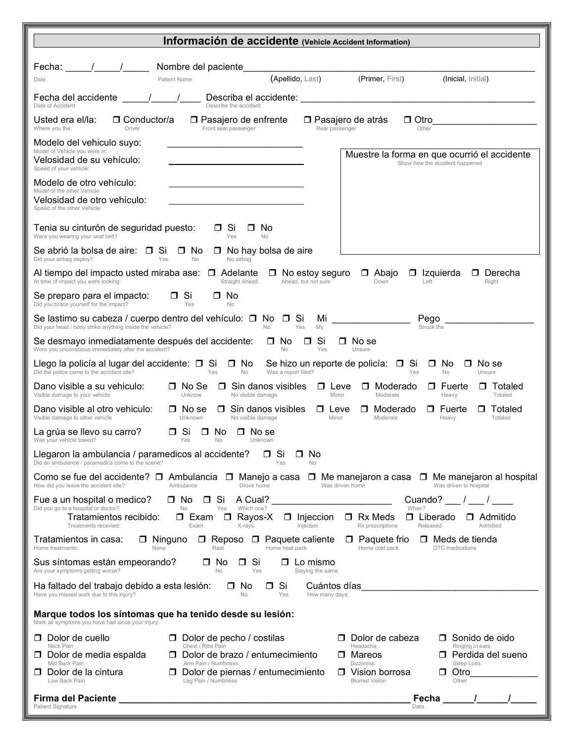## Información de accidente (Vehicle Accident Information)

Fecha: _____/_____/_____ Nombre del paciente_______________________________________________
Date Patient Name (Apellido, Last) (Primer, First) (Inicial, Initial)

Fecha del accidente _____/_____/____ Describa el accidente: ___________________________________________
Date of Accident Describe the accident:

Usted era el/la: ❒ Conductor/a ❒ Pasajero de enfrente ❒ Pasajero de atrás ❒ Otro___________________
Where you the: Driver Front seat passenger Rear passenger Other

Modelo del vehiculo suyo: ___________________________
Model of Vehicle you were in:

Velosidad de su vehículo: ___________________________
Speed of your vehicle:

Modelo de otro vehículo: ___________________________
Model of the other Vehicle:

Velosidad de otro vehículo: ___________________________
Speed of the other Vehicle:

Muestre la forma en que ocurrió el accidente
Show how the accident happened

Tenia su cinturón de seguridad puesto: ❒ Si ❒ No
Were you wearing your seat belt? Yes No

Se abrió la bolsa de aire: ❒ Si ❒ No ❒ No hay bolsa de aire
Did your airbag deploy? Yes No No airbag

Al tiempo del impacto usted miraba ase: ❒ Adelante ❒ No estoy seguro ❒ Abajo ❒ Izquierda ❒ Derecha
At time of impact you were looking: Straight Ahead Ahead, but not sure Down Left Right

Se preparo para el impacto: ❒ Si ❒ No
Did you brace yourself for the impact? Yes No

Se lastimo su cabeza / cuerpo dentro del vehículo: ❒ No ❒ Si Mi _______________ Pego _________________
Did your head / body strike anything inside the vehicle? No Yes My Struck the

Se desmayo inmediatamente después del accidente: ❒ No ❒ Si ❒ No se
Were you unconscious immediately after the accident? No Yes Unsure

Llego la policía al lugar del accidente: ❒ Si ❒ No Se hizo un reporte de policía: ❒ Si ❒ No ❒ No se
Did the police come to the accident site? Yes No Was a report filed? Yes No Unsure

Dano visible a su vehiculo: ❒ No Se ❒ Sin danos visibles ❒ Leve ❒ Moderado ❒ Fuerte ❒ Totaled
Visible damage to your vehicle Unknow No visible damage Minor Moderate Heavy Totaled

Dano visible al otro vehiculo: ❒ No se ❒ Sin danos visibles ❒ Leve ❒ Moderado ❒ Fuerte ❒ Totaled
Visible damage to other vehicle Unknown No visible damage Minor Moderate Heavy Totaled

La grúa se llevo su carro? ❒ Si ❒ No ❒ No se
Was your vehicle towed? Yes No Unknown

Llegaron la ambulancia / paramedicos al accidente? ❒ Si ❒ No
Did an ambulance / paramedics come to the scene? Yes No

Como se fue del accidente? ❒ Ambulancia ❒ Manejo a casa ❒ Me manejaron a casa ❒ Me manejaron al hospital
How did you leave the accident site? Ambulance Drove home Was driven home Was driven to hospital

Fue a un hospital o medico? ❒ No ❒ Si A Cual? _______________________ Cuando? ___ / ___ / ____
Did you go to a hospital or doctor? No Yes Which one? When?

Tratamientos recibido: ❒ Exam ❒ Rayos-X ❒ Injeccion ❒ Rx Meds ❒ Liberado ❒ Admitido
Treatments recevied: Exam X-rays Injection Rx prescriptions Released Admitted

Tratamientos in casa: ❒ Ninguno ❒ Reposo ❒ Paquete caliente ❒ Paquete frio ❒ Meds de tienda
Home treatments: None Rest Home heat pack Home cold pack OTC medications

Sus síntomas están empeorando? ❒ No ❒ Si ❒ Lo mismo
Are your symptoms getting worse? No Yes Staying the same

Ha faltado del trabajo debido a esta lesión: ❒ No ❒ Si Cuántos días__________________________________
Have you missed work due to this injury? No Yes How many days:

**Marque todos los síntomas que ha tenido desde su lesión:**
Mark all symptoms you have had since your injury:

❒ Dolor de cuello (Neck Pain)
❒ Dolor de media espalda (Mid Back Pain)
❒ Dolor de la cintura (Low Back Pain)
❒ Dolor de pecho / costilas (Chest / Ribs Pain)
❒ Dolor de brazo / entumecimiento (Arm Pain / Numbness)
❒ Dolor de piernas / entumecimiento (Leg Pain / Numbness)
❒ Dolor de cabeza (Headache)
❒ Mareos (Dizziness)
❒ Vision borrosa (Blurred Vision)
❒ Sonido de oido (Ringing in ears)
❒ Perdida del sueno (Sleep Loss)
❒ Otro_____________ (Other)

**Firma del Paciente** _______________________________________________________ **Fecha** ______/______/_____
Patient Signature Date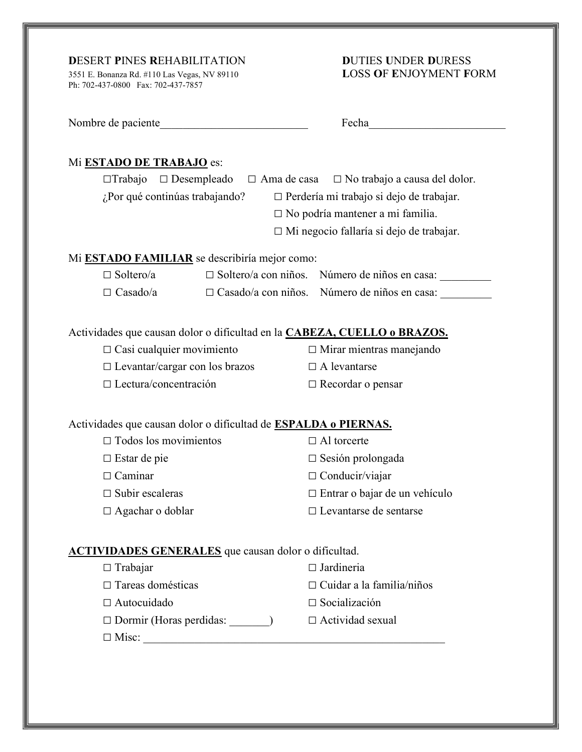**D**ESERT **P**INES **R**EHABILITATION
3551 E. Bonanza Rd. #110 Las Vegas, NV 89110
Ph: 702-437-0800 Fax: 702-437-7857

**D**UTIES **U**NDER **D**URESS
**L**OSS **O**F **E**NJOYMENT **F**ORM

Nombre de paciente__________________________ Fecha________________________

Mi **ESTADO DE TRABAJO** es:

☐Trabajo ☐ Desempleado ☐ Ama de casa ☐ No trabajo a causa del dolor.

¿Por qué continúas trabajando?
- ☐ Perdería mi trabajo si dejo de trabajar.
- ☐ No podría mantener a mi familia.
- ☐ Mi negocio fallaría si dejo de trabajar.

Mi **ESTADO FAMILIAR** se describiría mejor como:

☐ Soltero/a ☐ Soltero/a con niños. Número de niños en casa: _________

☐ Casado/a ☐ Casado/a con niños. Número de niños en casa: _________

Actividades que causan dolor o dificultad en la **CABEZA, CUELLO o BRAZOS.**

- ☐ Casi cualquier movimiento
- ☐ Mirar mientras manejando
- ☐ Levantar/cargar con los brazos
- ☐ A levantarse
- ☐ Lectura/concentración
- ☐ Recordar o pensar

Actividades que causan dolor o dificultad de **ESPALDA o PIERNAS.**

- ☐ Todos los movimientos
- ☐ Al torcerte
- ☐ Estar de pie
- ☐ Sesión prolongada
- ☐ Caminar
- ☐ Conducir/viajar
- ☐ Subir escaleras
- ☐ Entrar o bajar de un vehículo
- ☐ Agachar o doblar
- ☐ Levantarse de sentarse

**ACTIVIDADES GENERALES** que causan dolor o dificultad.

- ☐ Trabajar
- ☐ Jardineria
- ☐ Tareas domésticas
- ☐ Cuidar a la familia/niños
- ☐ Autocuidado
- ☐ Socialización
- ☐ Dormir (Horas perdidas: _______)
- ☐ Actividad sexual
- ☐ Misc: ________________________________________________________